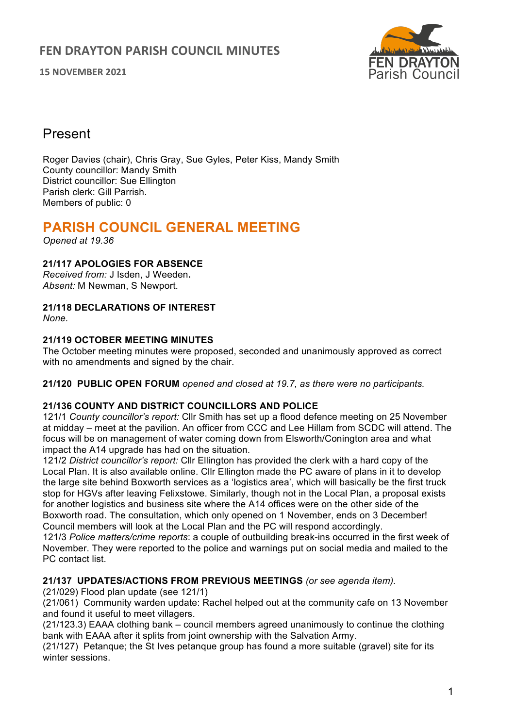# FEN DRAYTON PARISH COUNCIL MINUTES

**15 NOVEMBER 2021**

## Present

Roger Davies (chair), Chris Gray, Sue Gyles, Peter Kiss, Mandy Smith
County councillor: Mandy Smith
District councillor: Sue Ellington
Parish clerk: Gill Parrish.
Members of public: 0

## PARISH COUNCIL GENERAL MEETING

*Opened at 19.36*

### 21/117 APOLOGIES FOR ABSENCE

*Received from:* J Isden, J Weeden**.**
*Absent:* M Newman, S Newport.

### 21/118 DECLARATIONS OF INTEREST

*None.*

### 21/119 OCTOBER MEETING MINUTES

The October meeting minutes were proposed, seconded and unanimously approved as correct with no amendments and signed by the chair.

**21/120 PUBLIC OPEN FORUM** *opened and closed at 19.7, as there were no participants.*

### 21/136 COUNTY AND DISTRICT COUNCILLORS AND POLICE

121/1 *County councillor's report:* Cllr Smith has set up a flood defence meeting on 25 November at midday – meet at the pavilion. An officer from CCC and Lee Hillam from SCDC will attend. The focus will be on management of water coming down from Elsworth/Conington area and what impact the A14 upgrade has had on the situation.
121/2 *District councillor's report:* Cllr Ellington has provided the clerk with a hard copy of the Local Plan. It is also available online. Cllr Ellington made the PC aware of plans in it to develop the large site behind Boxworth services as a 'logistics area', which will basically be the first truck stop for HGVs after leaving Felixstowe. Similarly, though not in the Local Plan, a proposal exists for another logistics and business site where the A14 offices were on the other side of the Boxworth road. The consultation, which only opened on 1 November, ends on 3 December! Council members will look at the Local Plan and the PC will respond accordingly.
121/3 *Police matters/crime reports*: a couple of outbuilding break-ins occurred in the first week of November. They were reported to the police and warnings put on social media and mailed to the PC contact list.

**21/137 UPDATES/ACTIONS FROM PREVIOUS MEETINGS** *(or see agenda item).*
(21/029) Flood plan update (see 121/1)
(21/061) Community warden update: Rachel helped out at the community cafe on 13 November and found it useful to meet villagers.
(21/123.3) EAAA clothing bank – council members agreed unanimously to continue the clothing bank with EAAA after it splits from joint ownership with the Salvation Army.
(21/127) Petanque; the St Ives petanque group has found a more suitable (gravel) site for its winter sessions.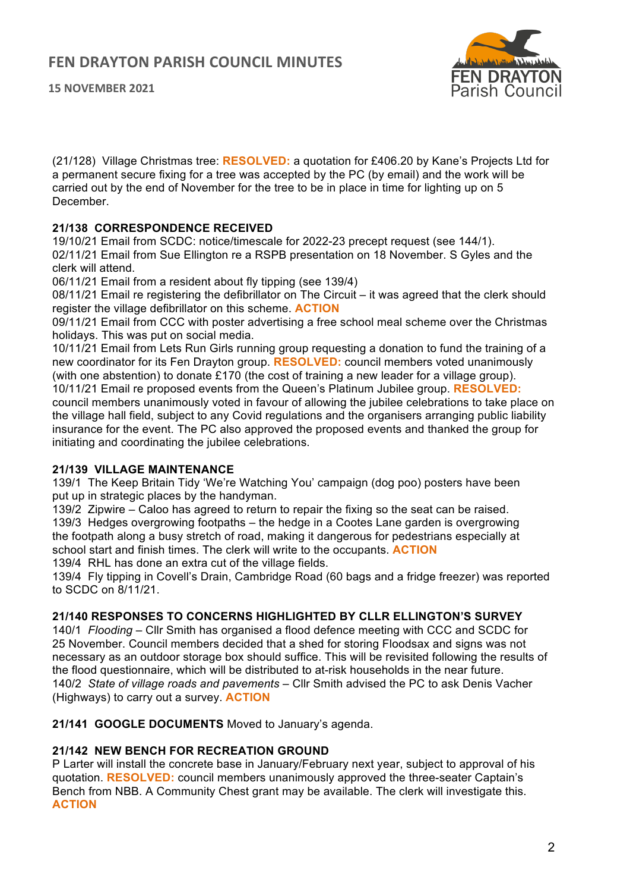(21/128) Village Christmas tree: **RESOLVED:** a quotation for £406.20 by Kane's Projects Ltd for a permanent secure fixing for a tree was accepted by the PC (by email) and the work will be carried out by the end of November for the tree to be in place in time for lighting up on 5 December.

### 21/138 CORRESPONDENCE RECEIVED

19/10/21 Email from SCDC: notice/timescale for 2022-23 precept request (see 144/1).
02/11/21 Email from Sue Ellington re a RSPB presentation on 18 November. S Gyles and the clerk will attend.
06/11/21 Email from a resident about fly tipping (see 139/4)
08/11/21 Email re registering the defibrillator on The Circuit – it was agreed that the clerk should register the village defibrillator on this scheme. **ACTION**
09/11/21 Email from CCC with poster advertising a free school meal scheme over the Christmas holidays. This was put on social media.
10/11/21 Email from Lets Run Girls running group requesting a donation to fund the training of a new coordinator for its Fen Drayton group. **RESOLVED:** council members voted unanimously (with one abstention) to donate £170 (the cost of training a new leader for a village group).
10/11/21 Email re proposed events from the Queen's Platinum Jubilee group. **RESOLVED:** council members unanimously voted in favour of allowing the jubilee celebrations to take place on the village hall field, subject to any Covid regulations and the organisers arranging public liability insurance for the event. The PC also approved the proposed events and thanked the group for initiating and coordinating the jubilee celebrations.

### 21/139 VILLAGE MAINTENANCE

139/1 The Keep Britain Tidy 'We're Watching You' campaign (dog poo) posters have been put up in strategic places by the handyman.
139/2 Zipwire – Caloo has agreed to return to repair the fixing so the seat can be raised.
139/3 Hedges overgrowing footpaths – the hedge in a Cootes Lane garden is overgrowing the footpath along a busy stretch of road, making it dangerous for pedestrians especially at school start and finish times. The clerk will write to the occupants. **ACTION**
139/4 RHL has done an extra cut of the village fields.
139/4 Fly tipping in Covell's Drain, Cambridge Road (60 bags and a fridge freezer) was reported to SCDC on 8/11/21.

### 21/140 RESPONSES TO CONCERNS HIGHLIGHTED BY CLLR ELLINGTON'S SURVEY

140/1 *Flooding* – Cllr Smith has organised a flood defence meeting with CCC and SCDC for 25 November. Council members decided that a shed for storing Floodsax and signs was not necessary as an outdoor storage box should suffice. This will be revisited following the results of the flood questionnaire, which will be distributed to at-risk households in the near future.
140/2 *State of village roads and pavements* – Cllr Smith advised the PC to ask Denis Vacher (Highways) to carry out a survey. **ACTION**

**21/141 GOOGLE DOCUMENTS** Moved to January's agenda.

### 21/142 NEW BENCH FOR RECREATION GROUND

P Larter will install the concrete base in January/February next year, subject to approval of his quotation. **RESOLVED:** council members unanimously approved the three-seater Captain's Bench from NBB. A Community Chest grant may be available. The clerk will investigate this. **ACTION**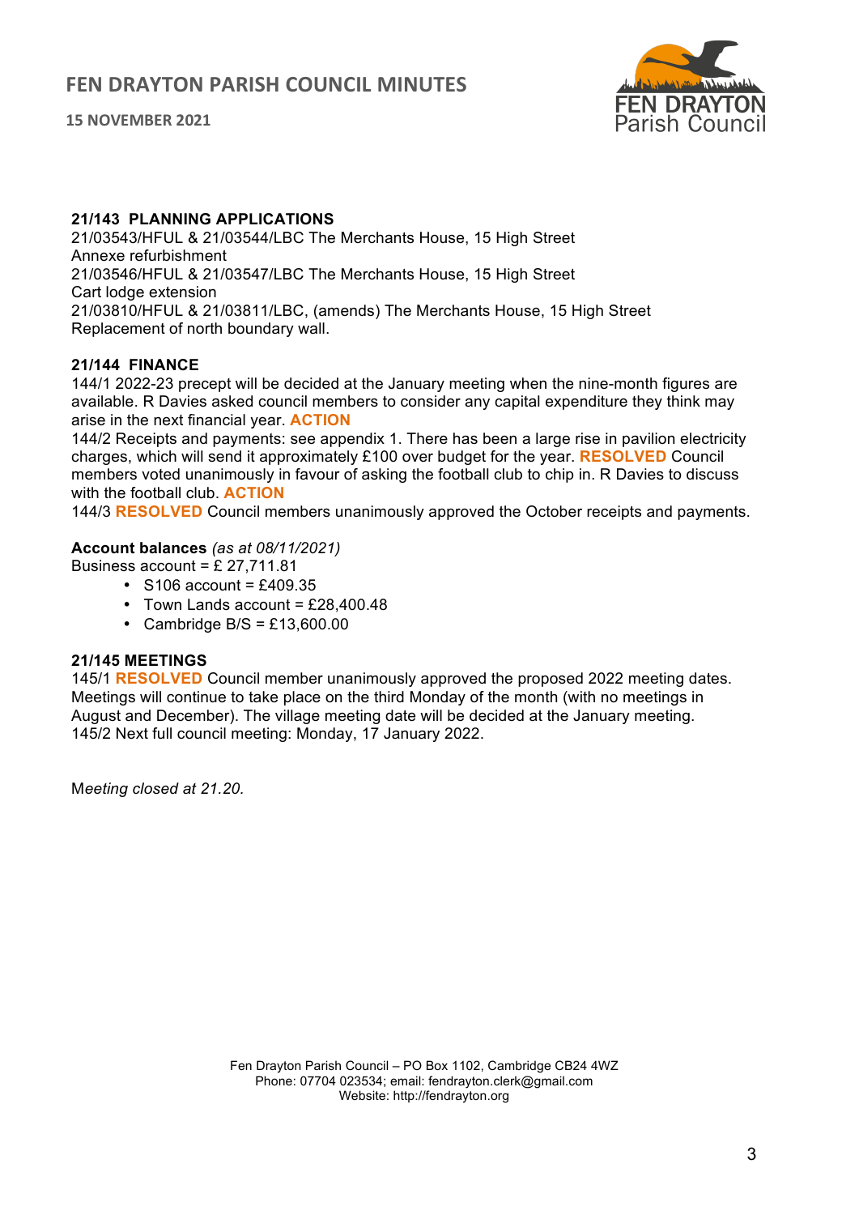### 21/143 PLANNING APPLICATIONS

21/03543/HFUL & 21/03544/LBC The Merchants House, 15 High Street
Annexe refurbishment
21/03546/HFUL & 21/03547/LBC The Merchants House, 15 High Street
Cart lodge extension
21/03810/HFUL & 21/03811/LBC, (amends) The Merchants House, 15 High Street
Replacement of north boundary wall.

### 21/144 FINANCE

144/1 2022-23 precept will be decided at the January meeting when the nine-month figures are available. R Davies asked council members to consider any capital expenditure they think may arise in the next financial year. **ACTION**
144/2 Receipts and payments: see appendix 1. There has been a large rise in pavilion electricity charges, which will send it approximately £100 over budget for the year. **RESOLVED** Council members voted unanimously in favour of asking the football club to chip in. R Davies to discuss with the football club. **ACTION**
144/3 **RESOLVED** Council members unanimously approved the October receipts and payments.

**Account balances** *(as at 08/11/2021)*
Business account = £ 27,711.81

- S106 account = £409.35
- Town Lands account = £28,400.48
- Cambridge B/S = £13,600.00

### 21/145 MEETINGS

145/1 **RESOLVED** Council member unanimously approved the proposed 2022 meeting dates. Meetings will continue to take place on the third Monday of the month (with no meetings in August and December). The village meeting date will be decided at the January meeting.
145/2 Next full council meeting: Monday, 17 January 2022.

M*eeting closed at 21.20.*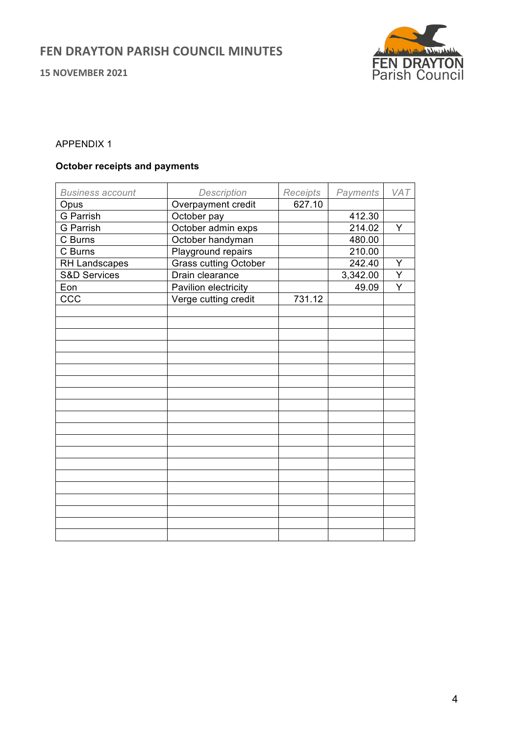APPENDIX 1

**October receipts and payments**

| *Business account* | *Description* | *Receipts* | *Payments* | *VAT* |
|---|---|---|---|---|
| Opus | Overpayment credit | 627.10 | | |
| G Parrish | October pay | | 412.30 | |
| G Parrish | October admin exps | | 214.02 | Y |
| C Burns | October handyman | | 480.00 | |
| C Burns | Playground repairs | | 210.00 | |
| RH Landscapes | Grass cutting October | | 242.40 | Y |
| S&D Services | Drain clearance | | 3,342.00 | Y |
| Eon | Pavilion electricity | | 49.09 | Y |
| CCC | Verge cutting credit | 731.12 | | |